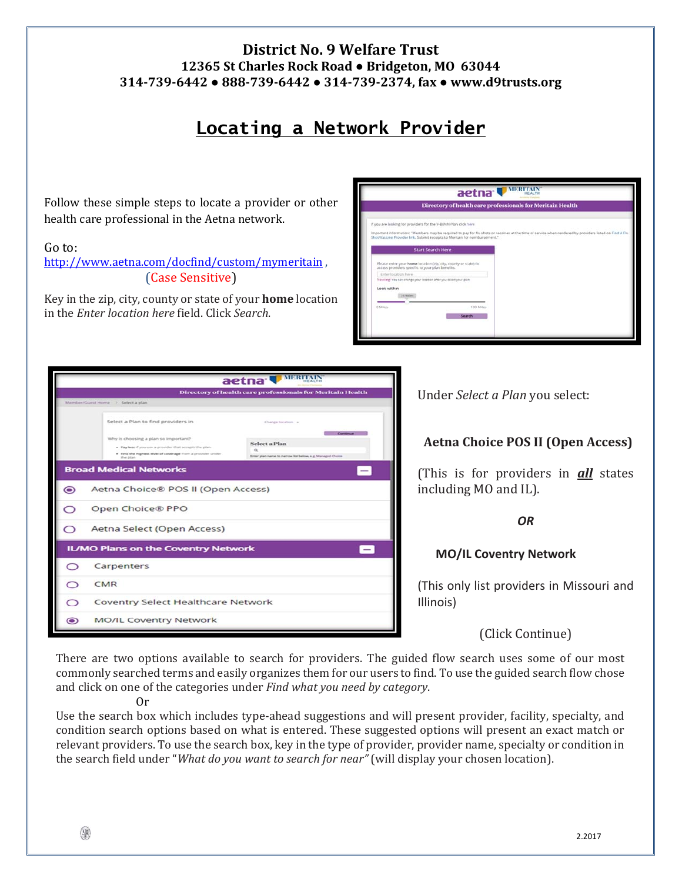# District No. 9 Welfare Trust

**12365 St Charles Rock Road ● Bridgeton, MO 63044**

**314-739-6442 ● 888-739-6442 ● 314-739-2374, fax ● www.d9trusts.org**

## Locating a Network Provider

Follow these simple steps to locate a provider or other health care professional in the Aetna network.

Go to:
http://www.aetna.com/docfind/custom/mymeritain , (Case Sensitive)

Key in the zip, city, county or state of your **home** location in the *Enter location here* field. Click *Search*.

Under *Select a Plan* you select:

**Aetna Choice POS II (Open Access)**

(This is for providers in ***all*** states including MO and IL).

***OR***

**MO/IL Coventry Network**

(This only list providers in Missouri and Illinois)

(Click Continue)

There are two options available to search for providers. The guided flow search uses some of our most commonly searched terms and easily organizes them for our users to find. To use the guided search flow chose and click on one of the categories under *Find what you need by category*.

Or

Use the search box which includes type-ahead suggestions and will present provider, facility, specialty, and condition search options based on what is entered. These suggested options will present an exact match or relevant providers. To use the search box, key in the type of provider, provider name, specialty or condition in the search field under "*What do you want to search for near*" (will display your chosen location).

2.2017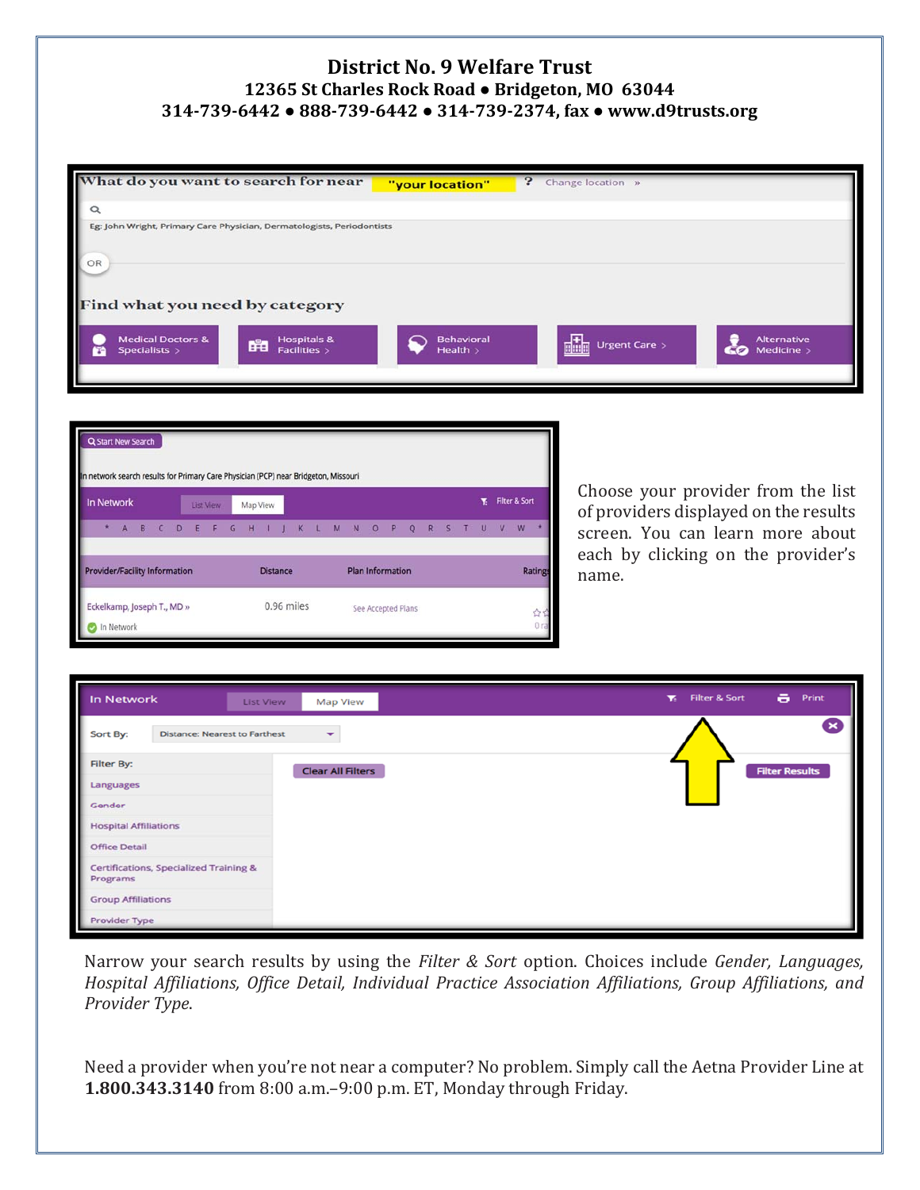# District No. 9 Welfare Trust

**12365 St Charles Rock Road ● Bridgeton, MO 63044**

**314-739-6442 ● 888-739-6442 ● 314-739-2374, fax ● www.d9trusts.org**

What do you want to search for near "your location" ? Change location »

Eg: John Wright, Primary Care Physician, Dermatologists, Periodontists

OR

Find what you need by category

Medical Doctors & Specialists > Hospitals & Facilities > Behavioral Health > Urgent Care > Alternative Medicine >

Start New Search

In network search results for Primary Care Physician (PCP) near Bridgeton, Missouri

In Network List View Map View Filter & Sort

* A B C D E F G H I J K L M N O P Q R S T U V W *

| Provider/Facility Information | Distance | Plan Information | Ratings |
|---|---|---|---|
| Eckelkamp, Joseph T., MD » In Network | 0.96 miles | See Accepted Plans | |

Choose your provider from the list of providers displayed on the results screen. You can learn more about each by clicking on the provider's name.

In Network List View Map View Filter & Sort Print

Sort By: Distance: Nearest to Farthest

Filter By: Clear All Filters Filter Results

Languages

Gender

Hospital Affiliations

Office Detail

Certifications, Specialized Training & Programs

Group Affiliations

Provider Type

Narrow your search results by using the *Filter & Sort* option. Choices include *Gender, Languages, Hospital Affiliations, Office Detail, Individual Practice Association Affiliations, Group Affiliations, and Provider Type.*

Need a provider when you're not near a computer? No problem. Simply call the Aetna Provider Line at **1.800.343.3140** from 8:00 a.m.–9:00 p.m. ET, Monday through Friday.